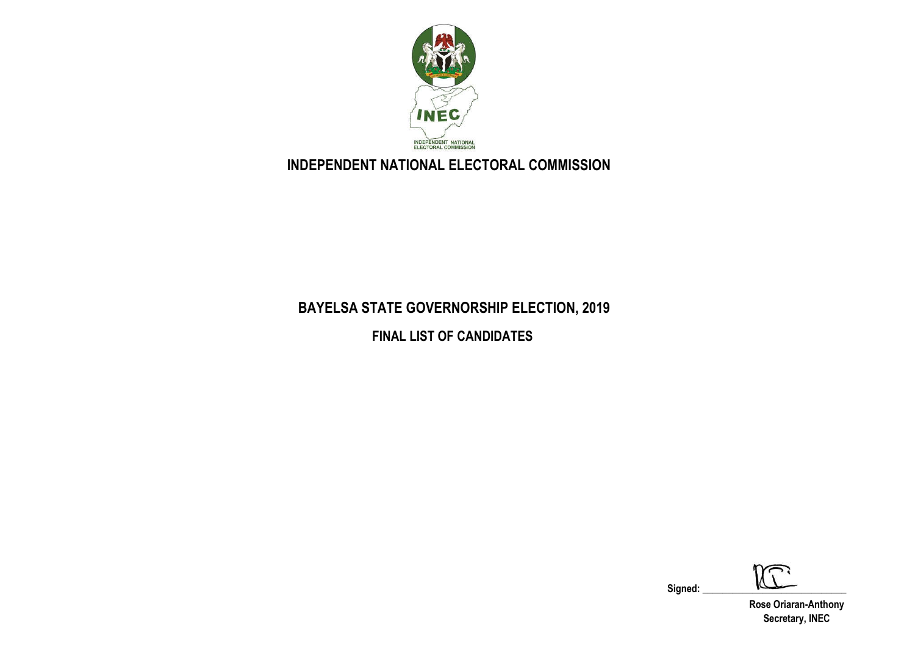# INDEPENDENT NATIONAL ELECTORAL COMMISSION

## BAYELSA STATE GOVERNORSHIP ELECTION, 2019

## FINAL LIST OF CANDIDATES

Signed: \_\_\_\_\_\_\_\_\_\_\_\_\_\_\_\_\_\_\_\_\_\_\_\_\_\_\_\_

**Rose Oriaran-Anthony**
**Secretary, INEC**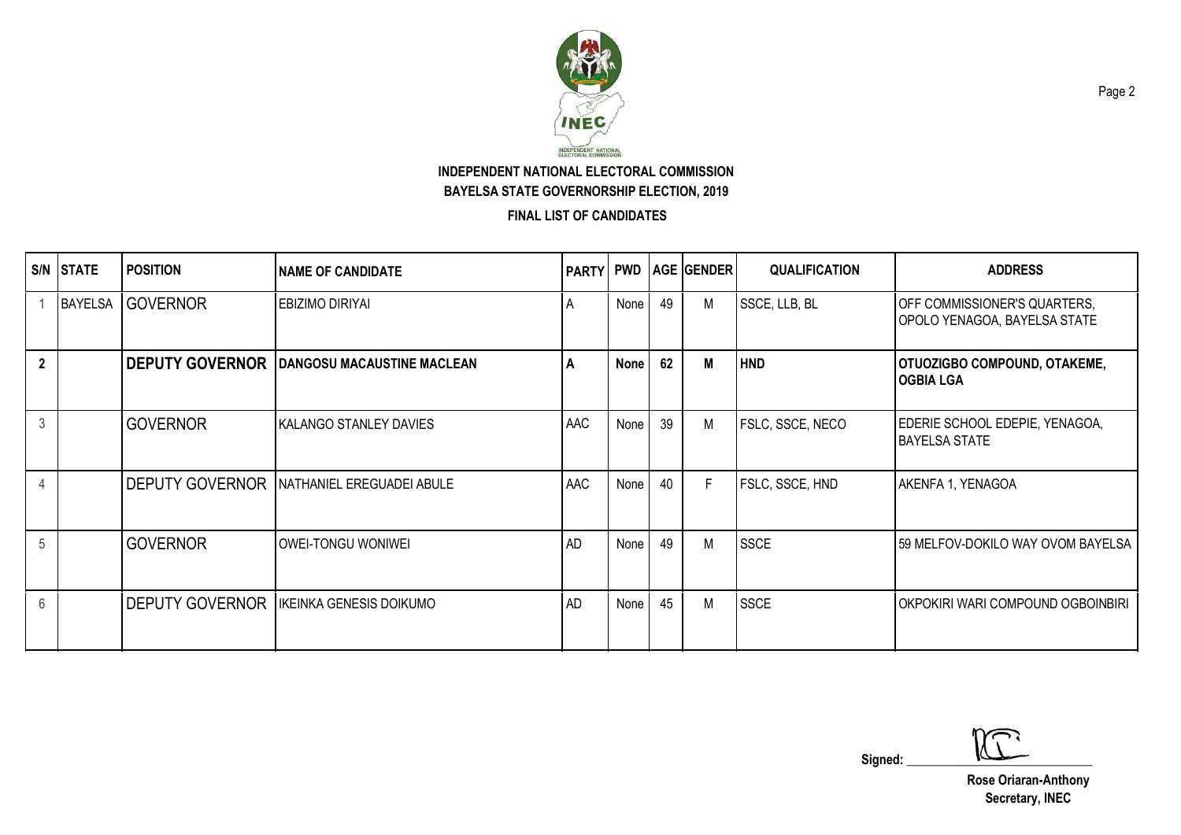**INDEPENDENT NATIONAL ELECTORAL COMMISSION**

**BAYELSA STATE GOVERNORSHIP ELECTION, 2019**

**FINAL LIST OF CANDIDATES**

| S/N | STATE | POSITION | NAME OF CANDIDATE | PARTY | PWD | AGE | GENDER | QUALIFICATION | ADDRESS |
|---|---|---|---|---|---|---|---|---|---|
| 1 | BAYELSA | GOVERNOR | EBIZIMO DIRIYAI | A | None | 49 | M | SSCE, LLB, BL | OFF COMMISSIONER'S QUARTERS, OPOLO YENAGOA, BAYELSA STATE |
| **2** | | **DEPUTY GOVERNOR** | **DANGOSU MACAUSTINE MACLEAN** | **A** | **None** | **62** | **M** | **HND** | **OTUOZIGBO COMPOUND, OTAKEME, OGBIA LGA** |
| 3 | | GOVERNOR | KALANGO STANLEY DAVIES | AAC | None | 39 | M | FSLC, SSCE, NECO | EDERIE SCHOOL EDEPIE, YENAGOA, BAYELSA STATE |
| 4 | | DEPUTY GOVERNOR | NATHANIEL EREGUADEI ABULE | AAC | None | 40 | F | FSLC, SSCE, HND | AKENFA 1, YENAGOA |
| 5 | | GOVERNOR | OWEI-TONGU WONIWEI | AD | None | 49 | M | SSCE | 59 MELFOV-DOKILO WAY OVOM BAYELSA |
| 6 | | DEPUTY GOVERNOR | IKEINKA GENESIS DOIKUMO | AD | None | 45 | M | SSCE | OKPOKIRI WARI COMPOUND OGBOINBIRI |

Signed: ______________________

**Rose Oriaran-Anthony**
**Secretary, INEC**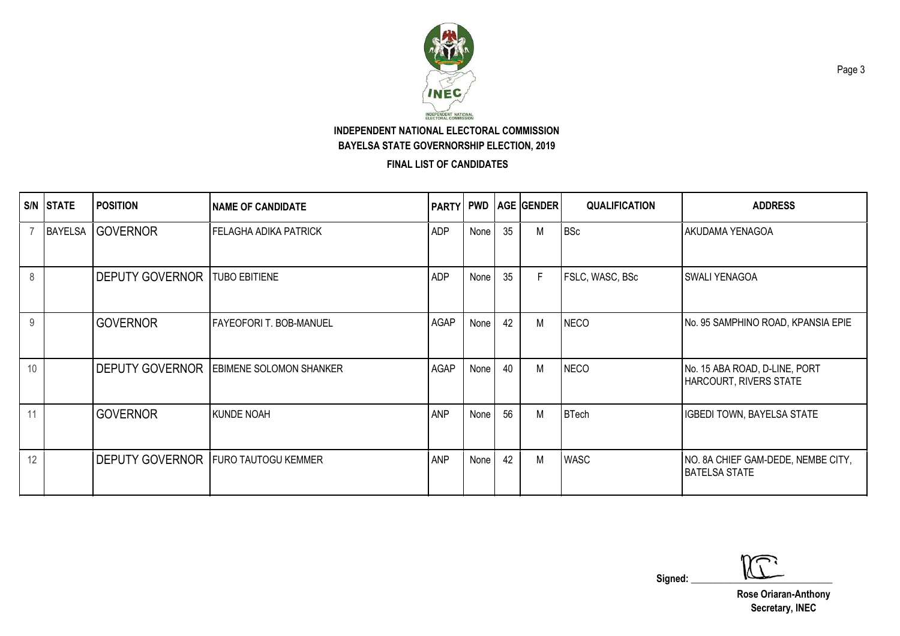INDEPENDENT NATIONAL ELECTORAL COMMISSION

BAYELSA STATE GOVERNORSHIP ELECTION, 2019

FINAL LIST OF CANDIDATES

| S/N | STATE | POSITION | NAME OF CANDIDATE | PARTY | PWD | AGE | GENDER | QUALIFICATION | ADDRESS |
|---|---|---|---|---|---|---|---|---|---|
| 7 | BAYELSA | GOVERNOR | FELAGHA ADIKA PATRICK | ADP | None | 35 | M | BSc | AKUDAMA YENAGOA |
| 8 | | DEPUTY GOVERNOR | TUBO EBITIENE | ADP | None | 35 | F | FSLC, WASC, BSc | SWALI YENAGOA |
| 9 | | GOVERNOR | FAYEOFORI T. BOB-MANUEL | AGAP | None | 42 | M | NECO | No. 95 SAMPHINO ROAD, KPANSIA EPIE |
| 10 | | DEPUTY GOVERNOR | EBIMENE SOLOMON SHANKER | AGAP | None | 40 | M | NECO | No. 15 ABA ROAD, D-LINE, PORT HARCOURT, RIVERS STATE |
| 11 | | GOVERNOR | KUNDE NOAH | ANP | None | 56 | M | BTech | IGBEDI TOWN, BAYELSA STATE |
| 12 | | DEPUTY GOVERNOR | FURO TAUTOGU KEMMER | ANP | None | 42 | M | WASC | NO. 8A CHIEF GAM-DEDE, NEMBE CITY, BATELSA STATE |

Signed: ____________________

**Rose Oriaran-Anthony**
**Secretary, INEC**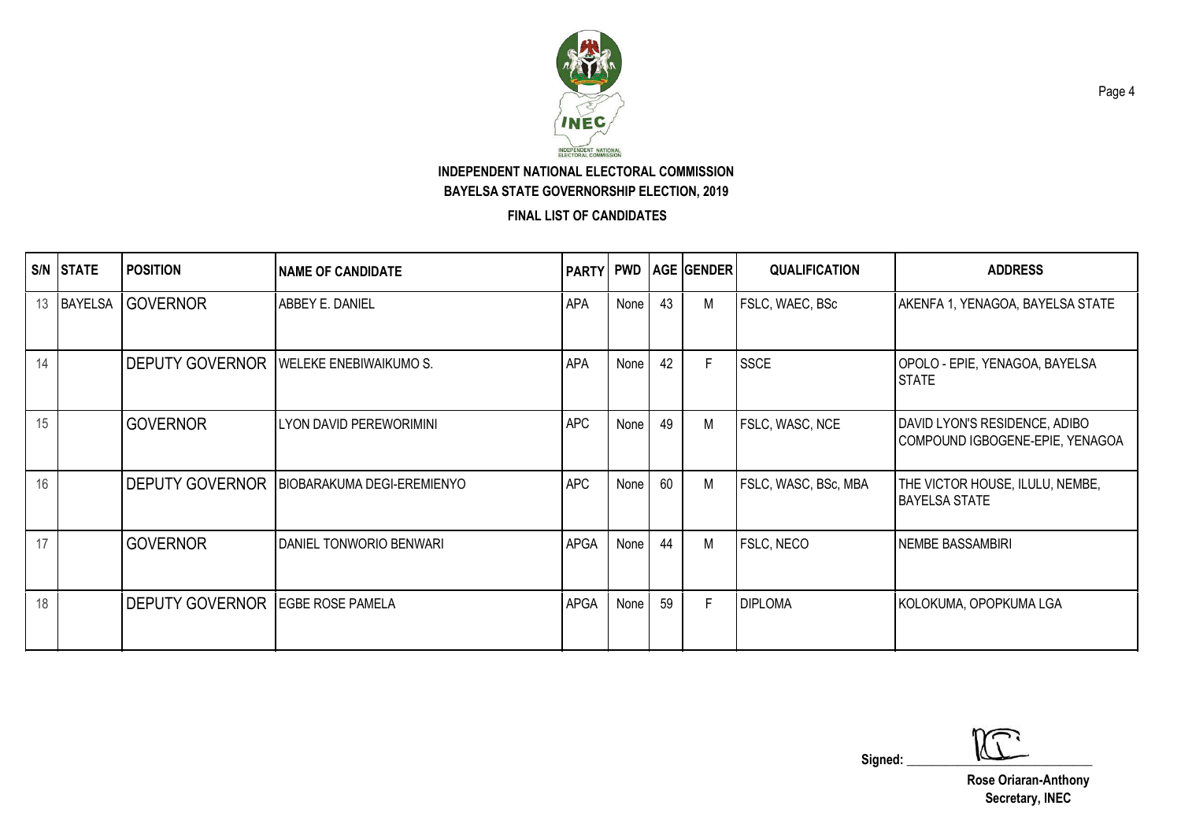**INDEPENDENT NATIONAL ELECTORAL COMMISSION**
**BAYELSA STATE GOVERNORSHIP ELECTION, 2019**

**FINAL LIST OF CANDIDATES**

| S/N | STATE | POSITION | NAME OF CANDIDATE | PARTY | PWD | AGE | GENDER | QUALIFICATION | ADDRESS |
|---|---|---|---|---|---|---|---|---|---|
| 13 | BAYELSA | GOVERNOR | ABBEY E. DANIEL | APA | None | 43 | M | FSLC, WAEC, BSc | AKENFA 1, YENAGOA, BAYELSA STATE |
| 14 | | DEPUTY GOVERNOR | WELEKE ENEBIWAIKUMO S. | APA | None | 42 | F | SSCE | OPOLO - EPIE, YENAGOA, BAYELSA STATE |
| 15 | | GOVERNOR | LYON DAVID PEREWORIMINI | APC | None | 49 | M | FSLC, WASC, NCE | DAVID LYON'S RESIDENCE, ADIBO COMPOUND IGBOGENE-EPIE, YENAGOA |
| 16 | | DEPUTY GOVERNOR | BIOBARAKUMA DEGI-EREMIENYO | APC | None | 60 | M | FSLC, WASC, BSc, MBA | THE VICTOR HOUSE, ILULU, NEMBE, BAYELSA STATE |
| 17 | | GOVERNOR | DANIEL TONWORIO BENWARI | APGA | None | 44 | M | FSLC, NECO | NEMBE BASSAMBIRI |
| 18 | | DEPUTY GOVERNOR | EGBE ROSE PAMELA | APGA | None | 59 | F | DIPLOMA | KOLOKUMA, OPOPKUMA LGA |

Signed: ______________________

**Rose Oriaran-Anthony**
**Secretary, INEC**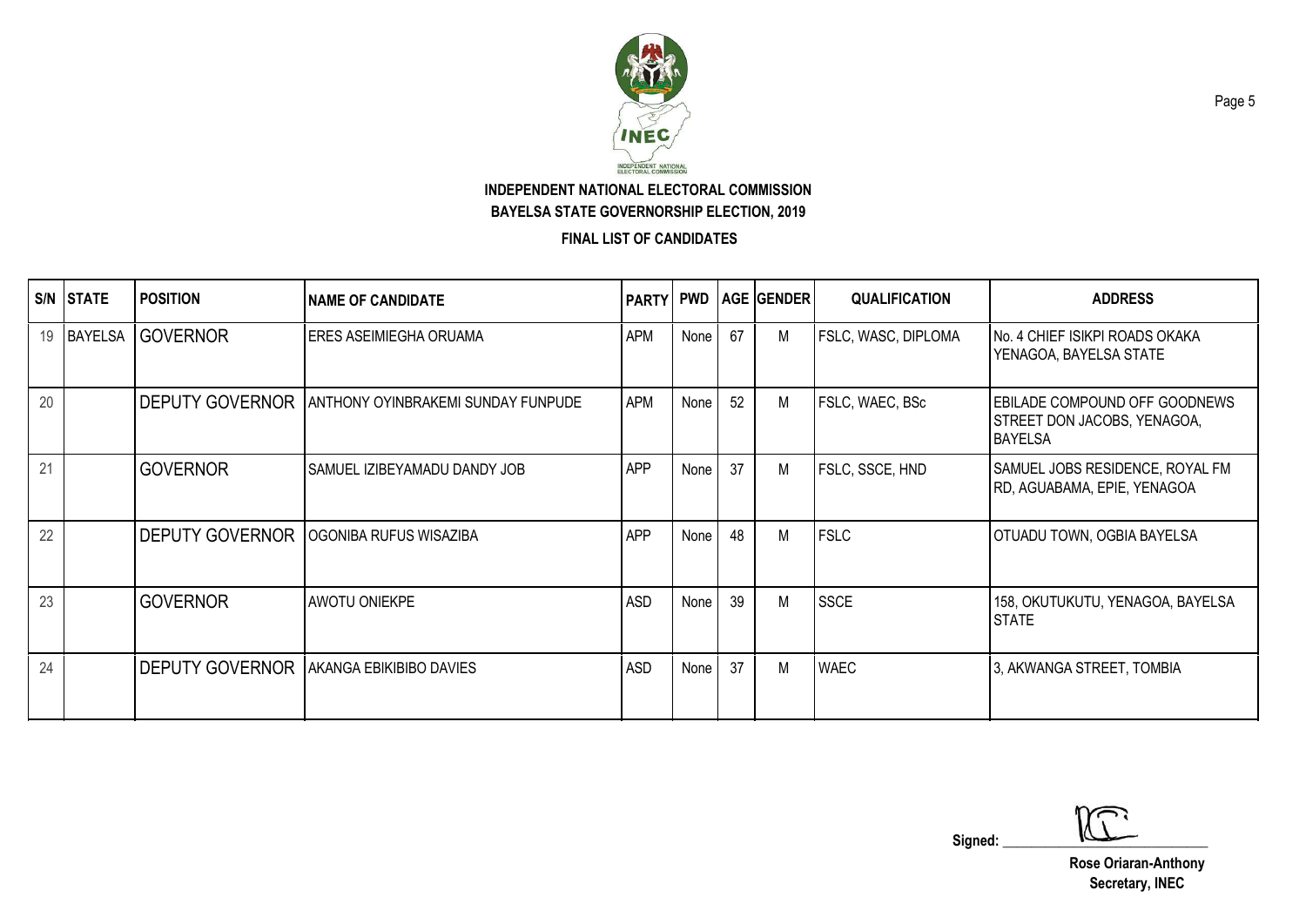**INDEPENDENT NATIONAL ELECTORAL COMMISSION**

**BAYELSA STATE GOVERNORSHIP ELECTION, 2019**

**FINAL LIST OF CANDIDATES**

| S/N | STATE | POSITION | NAME OF CANDIDATE | PARTY | PWD | AGE | GENDER | QUALIFICATION | ADDRESS |
|---|---|---|---|---|---|---|---|---|---|
| 19 | BAYELSA | GOVERNOR | ERES ASEIMIEGHA ORUAMA | APM | None | 67 | M | FSLC, WASC, DIPLOMA | No. 4 CHIEF ISIKPI ROADS OKAKA YENAGOA, BAYELSA STATE |
| 20 | | DEPUTY GOVERNOR | ANTHONY OYINBRAKEMI SUNDAY FUNPUDE | APM | None | 52 | M | FSLC, WAEC, BSc | EBILADE COMPOUND OFF GOODNEWS STREET DON JACOBS, YENAGOA, BAYELSA |
| 21 | | GOVERNOR | SAMUEL IZIBEYAMADU DANDY JOB | APP | None | 37 | M | FSLC, SSCE, HND | SAMUEL JOBS RESIDENCE, ROYAL FM RD, AGUABAMA, EPIE, YENAGOA |
| 22 | | DEPUTY GOVERNOR | OGONIBA RUFUS WISAZIBA | APP | None | 48 | M | FSLC | OTUADU TOWN, OGBIA BAYELSA |
| 23 | | GOVERNOR | AWOTU ONIEKPE | ASD | None | 39 | M | SSCE | 158, OKUTUKUTU, YENAGOA, BAYELSA STATE |
| 24 | | DEPUTY GOVERNOR | AKANGA EBIKIBIBO DAVIES | ASD | None | 37 | M | WAEC | 3, AKWANGA STREET, TOMBIA |

Signed: \_\_\_\_\_\_\_\_\_\_\_\_\_\_\_\_\_\_\_\_

**Rose Oriaran-Anthony**
**Secretary, INEC**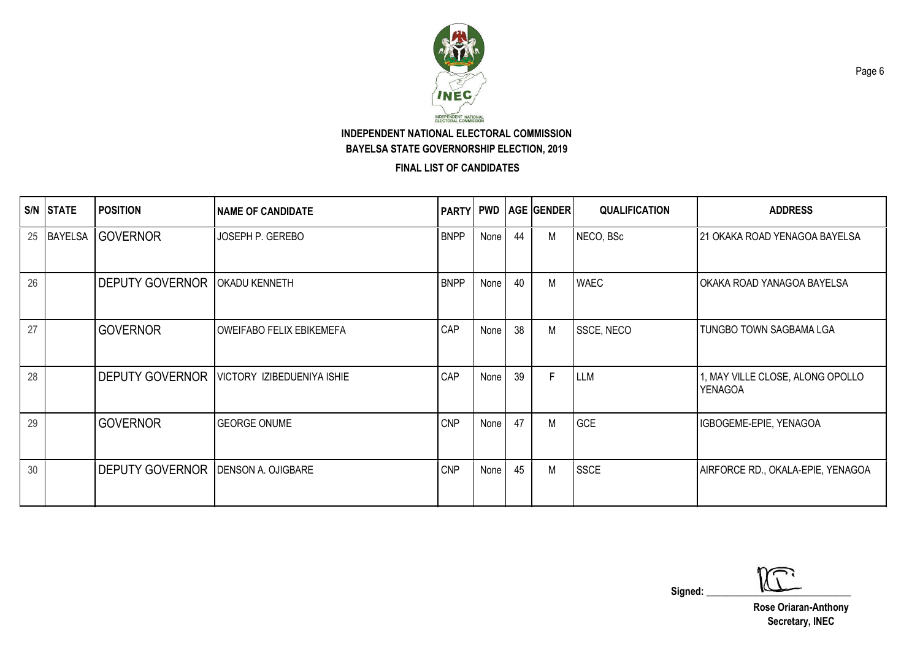**INDEPENDENT NATIONAL ELECTORAL COMMISSION**

**BAYELSA STATE GOVERNORSHIP ELECTION, 2019**

**FINAL LIST OF CANDIDATES**

| S/N | STATE | POSITION | NAME OF CANDIDATE | PARTY | PWD | AGE | GENDER | QUALIFICATION | ADDRESS |
|---|---|---|---|---|---|---|---|---|---|
| 25 | BAYELSA | GOVERNOR | JOSEPH P. GEREBO | BNPP | None | 44 | M | NECO, BSc | 21 OKAKA ROAD YENAGOA BAYELSA |
| 26 | | DEPUTY GOVERNOR | OKADU KENNETH | BNPP | None | 40 | M | WAEC | OKAKA ROAD YANAGOA BAYELSA |
| 27 | | GOVERNOR | OWEIFABO FELIX EBIKEMEFA | CAP | None | 38 | M | SSCE, NECO | TUNGBO TOWN SAGBAMA LGA |
| 28 | | DEPUTY GOVERNOR | VICTORY IZIBEDUENIYA ISHIE | CAP | None | 39 | F | LLM | 1, MAY VILLE CLOSE, ALONG OPOLLO YENAGOA |
| 29 | | GOVERNOR | GEORGE ONUME | CNP | None | 47 | M | GCE | IGBOGEME-EPIE, YENAGOA |
| 30 | | DEPUTY GOVERNOR | DENSON A. OJIGBARE | CNP | None | 45 | M | SSCE | AIRFORCE RD., OKALA-EPIE, YENAGOA |

Signed: ______________________

**Rose Oriaran-Anthony**
**Secretary, INEC**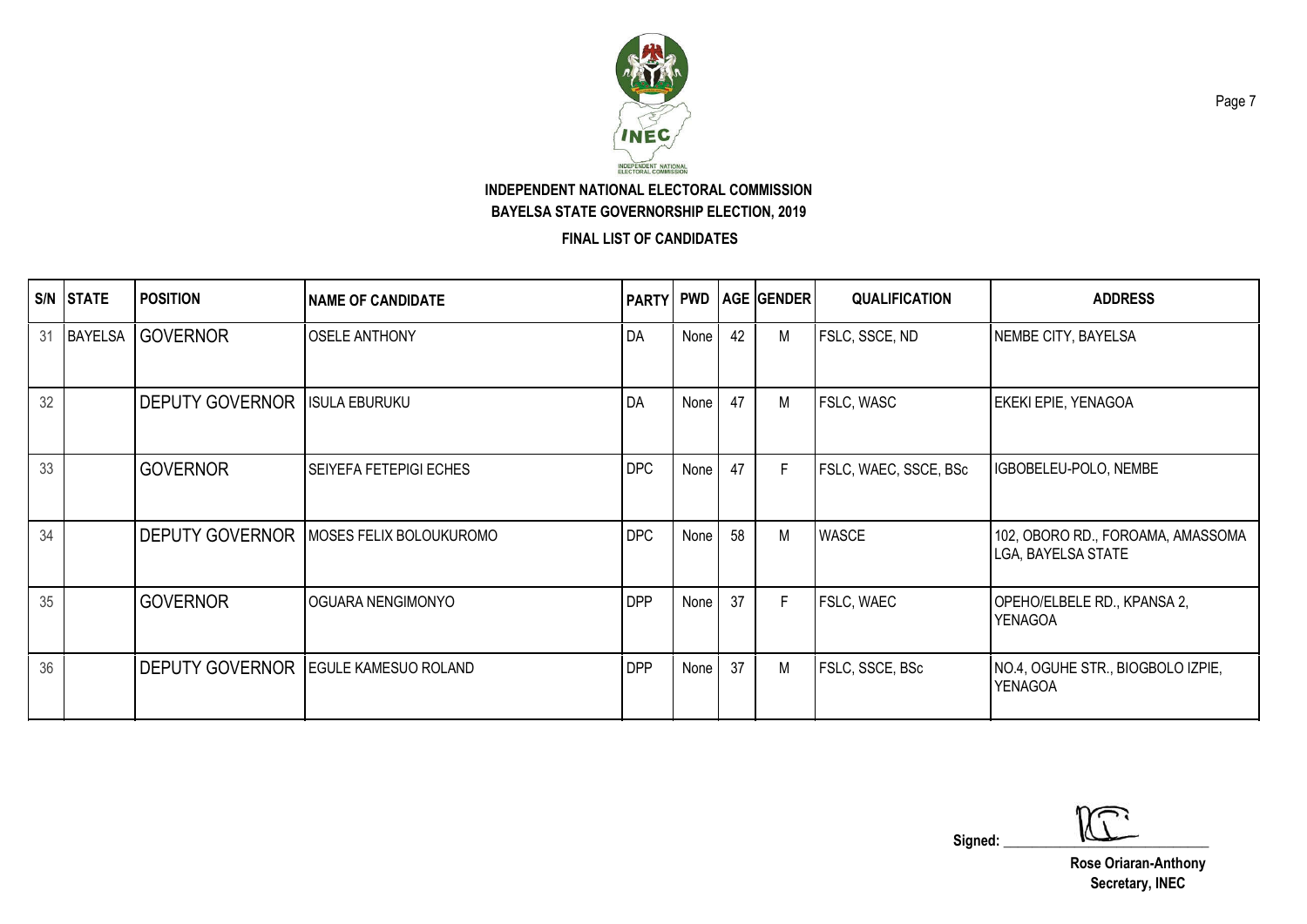INDEPENDENT NATIONAL ELECTORAL COMMISSION

BAYELSA STATE GOVERNORSHIP ELECTION, 2019

FINAL LIST OF CANDIDATES

| S/N | STATE | POSITION | NAME OF CANDIDATE | PARTY | PWD | AGE | GENDER | QUALIFICATION | ADDRESS |
|---|---|---|---|---|---|---|---|---|---|
| 31 | BAYELSA | GOVERNOR | OSELE ANTHONY | DA | None | 42 | M | FSLC, SSCE, ND | NEMBE CITY, BAYELSA |
| 32 | | DEPUTY GOVERNOR | ISULA EBURUKU | DA | None | 47 | M | FSLC, WASC | EKEKI EPIE, YENAGOA |
| 33 | | GOVERNOR | SEIYEFA FETEPIGI ECHES | DPC | None | 47 | F | FSLC, WAEC, SSCE, BSc | IGBOBELEU-POLO, NEMBE |
| 34 | | DEPUTY GOVERNOR | MOSES FELIX BOLOUKUROMO | DPC | None | 58 | M | WASCE | 102, OBORO RD., FOROAMA, AMASSOMA LGA, BAYELSA STATE |
| 35 | | GOVERNOR | OGUARA NENGIMONYO | DPP | None | 37 | F | FSLC, WAEC | OPEHO/ELBELE RD., KPANSA 2, YENAGOA |
| 36 | | DEPUTY GOVERNOR | EGULE KAMESUO ROLAND | DPP | None | 37 | M | FSLC, SSCE, BSc | NO.4, OGUHE STR., BIOGBOLO IZPIE, YENAGOA |

Signed: ____________________

**Rose Oriaran-Anthony**
**Secretary, INEC**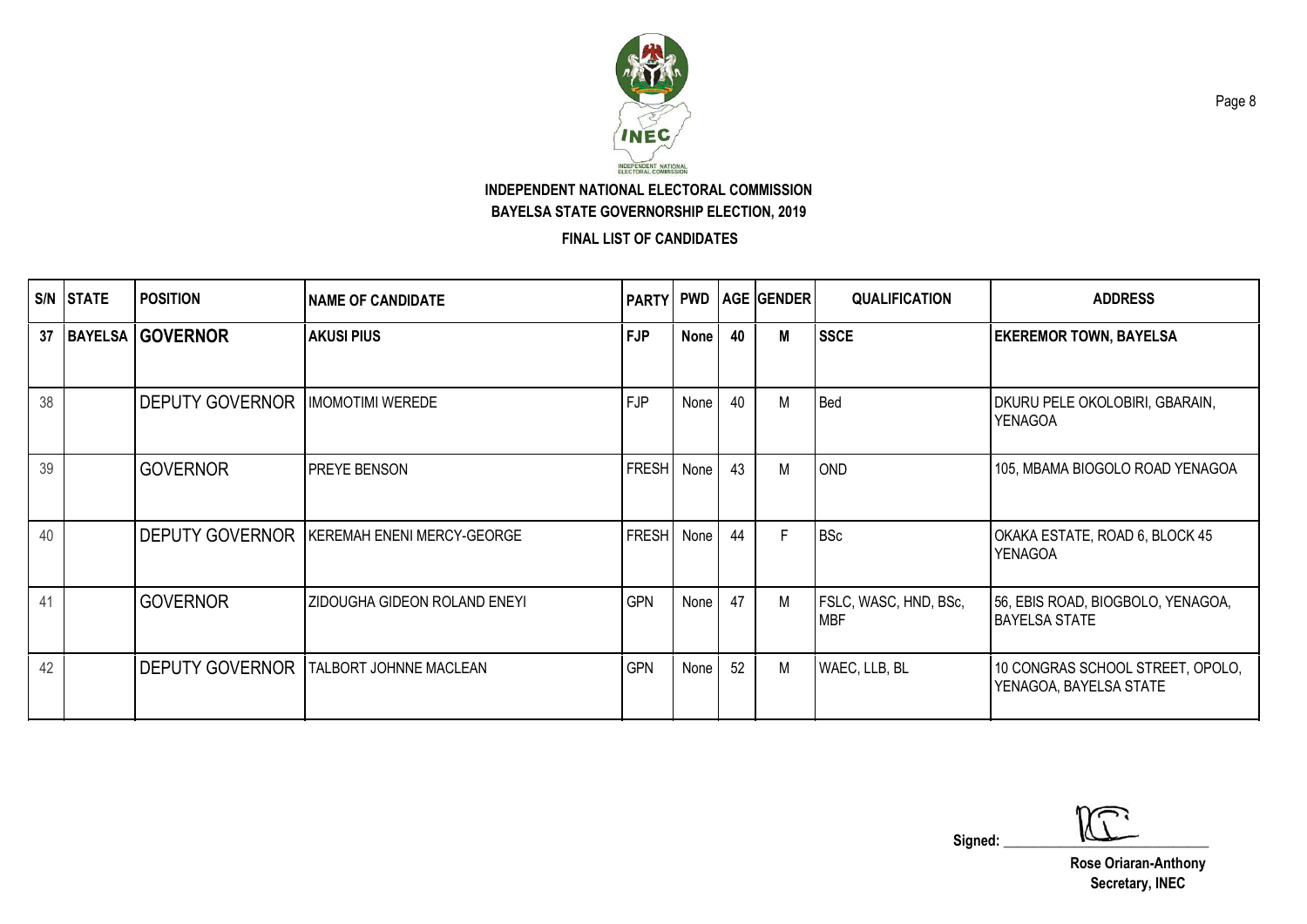**INDEPENDENT NATIONAL ELECTORAL COMMISSION**
**BAYELSA STATE GOVERNORSHIP ELECTION, 2019**

**FINAL LIST OF CANDIDATES**

| S/N | STATE | POSITION | NAME OF CANDIDATE | PARTY | PWD | AGE | GENDER | QUALIFICATION | ADDRESS |
|---|---|---|---|---|---|---|---|---|---|
| **37** | **BAYELSA** | **GOVERNOR** | **AKUSI PIUS** | **FJP** | **None** | **40** | **M** | **SSCE** | **EKEREMOR TOWN, BAYELSA** |
| 38 | | DEPUTY GOVERNOR | IMOMOTIMI WEREDE | FJP | None | 40 | M | Bed | DKURU PELE OKOLOBIRI, GBARAIN, YENAGOA |
| 39 | | GOVERNOR | PREYE BENSON | FRESH | None | 43 | M | OND | 105, MBAMA BIOGOLO ROAD YENAGOA |
| 40 | | DEPUTY GOVERNOR | KEREMAH ENENI MERCY-GEORGE | FRESH | None | 44 | F | BSc | OKAKA ESTATE, ROAD 6, BLOCK 45 YENAGOA |
| 41 | | GOVERNOR | ZIDOUGHA GIDEON ROLAND ENEYI | GPN | None | 47 | M | FSLC, WASC, HND, BSc, MBF | 56, EBIS ROAD, BIOGBOLO, YENAGOA, BAYELSA STATE |
| 42 | | DEPUTY GOVERNOR | TALBORT JOHNNE MACLEAN | GPN | None | 52 | M | WAEC, LLB, BL | 10 CONGRAS SCHOOL STREET, OPOLO, YENAGOA, BAYELSA STATE |

Signed: ______________________

**Rose Oriaran-Anthony**
**Secretary, INEC**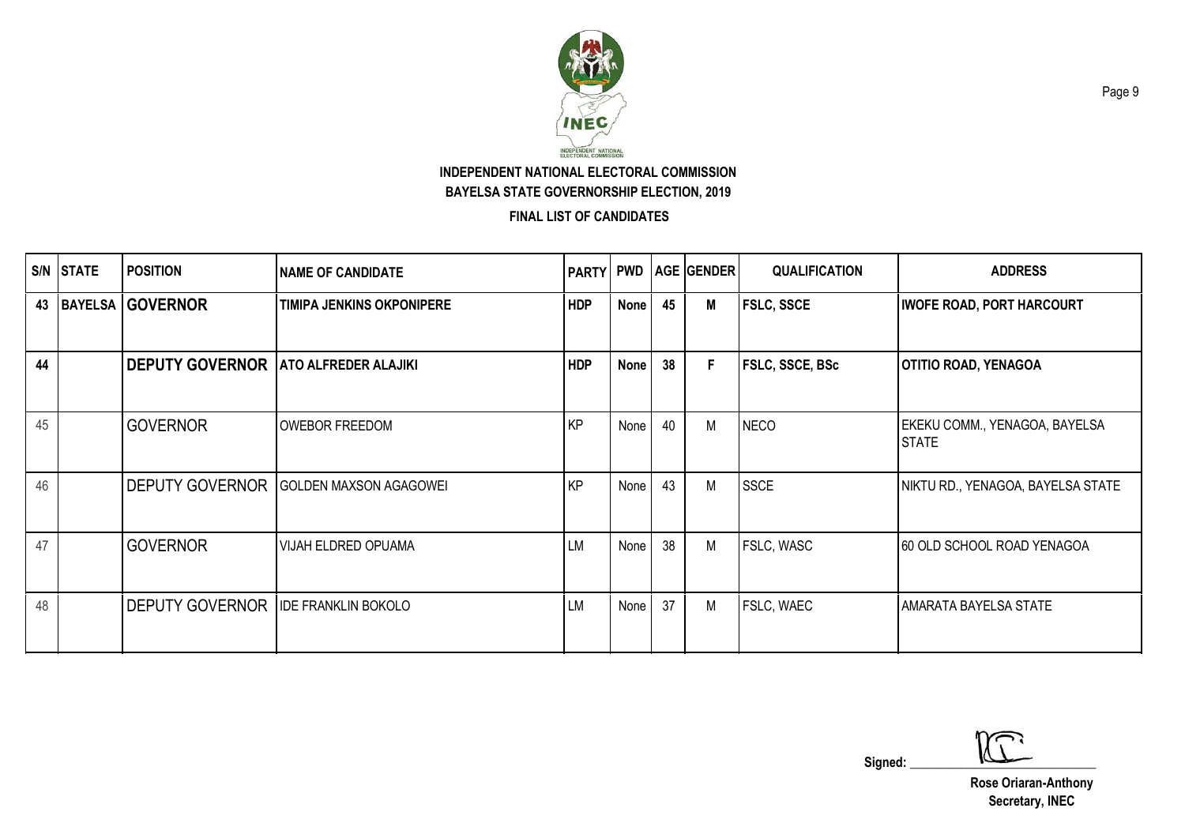**INDEPENDENT NATIONAL ELECTORAL COMMISSION**

**BAYELSA STATE GOVERNORSHIP ELECTION, 2019**

**FINAL LIST OF CANDIDATES**

| S/N | STATE | POSITION | NAME OF CANDIDATE | PARTY | PWD | AGE | GENDER | QUALIFICATION | ADDRESS |
|---|---|---|---|---|---|---|---|---|---|
| **43** | **BAYELSA** | **GOVERNOR** | **TIMIPA JENKINS OKPONIPERE** | **HDP** | **None** | **45** | **M** | **FSLC, SSCE** | **IWOFE ROAD, PORT HARCOURT** |
| **44** | | **DEPUTY GOVERNOR** | **ATO ALFREDER ALAJIKI** | **HDP** | **None** | **38** | **F** | **FSLC, SSCE, BSc** | **OTITIO ROAD, YENAGOA** |
| 45 | | GOVERNOR | OWEBOR FREEDOM | KP | None | 40 | M | NECO | EKEKU COMM., YENAGOA, BAYELSA STATE |
| 46 | | DEPUTY GOVERNOR | GOLDEN MAXSON AGAGOWEI | KP | None | 43 | M | SSCE | NIKTU RD., YENAGOA, BAYELSA STATE |
| 47 | | GOVERNOR | VIJAH ELDRED OPUAMA | LM | None | 38 | M | FSLC, WASC | 60 OLD SCHOOL ROAD YENAGOA |
| 48 | | DEPUTY GOVERNOR | IDE FRANKLIN BOKOLO | LM | None | 37 | M | FSLC, WAEC | AMARATA BAYELSA STATE |

Signed: \_\_\_\_\_\_\_\_\_\_\_\_\_\_\_\_\_\_\_\_

**Rose Oriaran-Anthony**
**Secretary, INEC**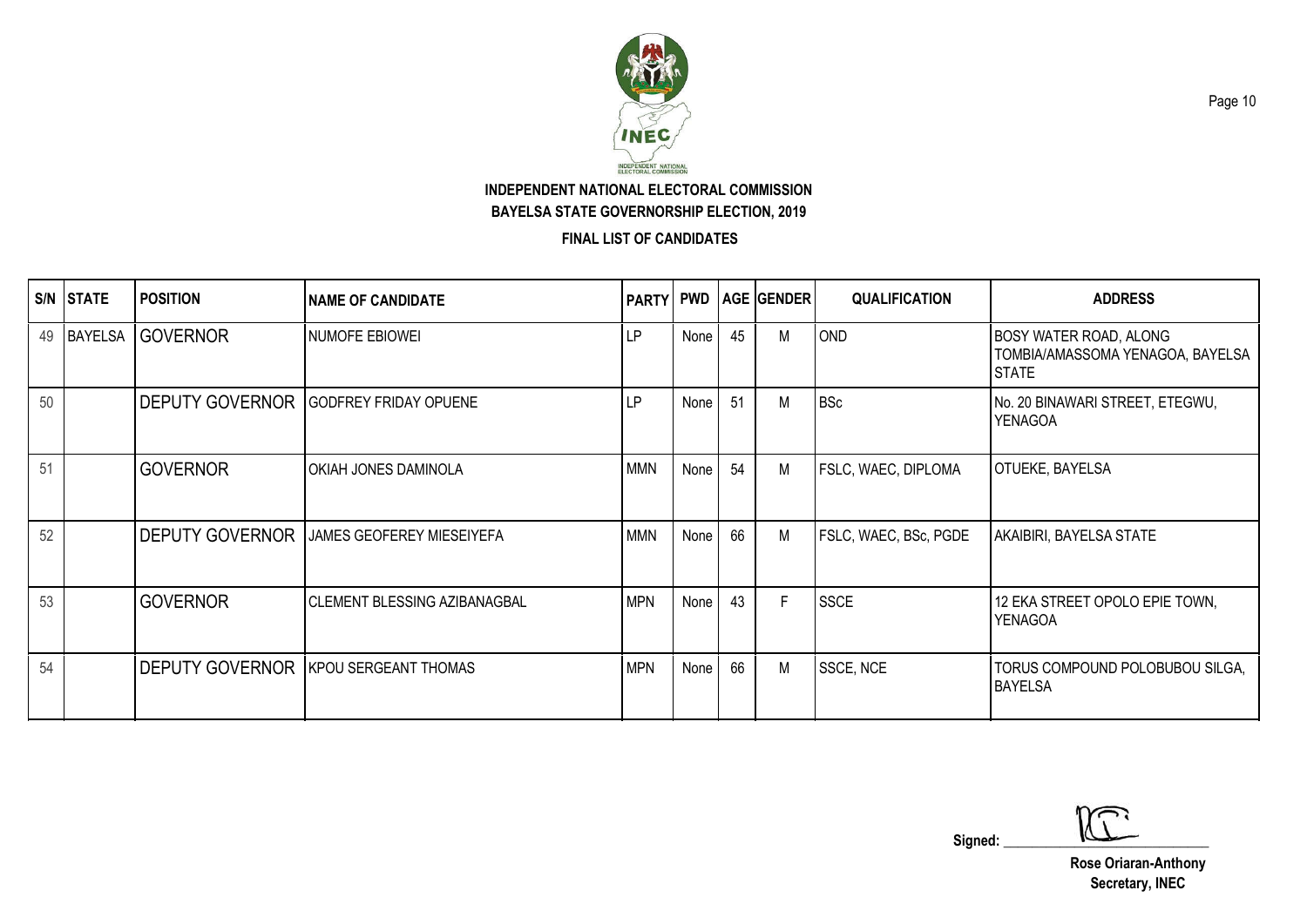**INDEPENDENT NATIONAL ELECTORAL COMMISSION**
**BAYELSA STATE GOVERNORSHIP ELECTION, 2019**

**FINAL LIST OF CANDIDATES**

| S/N | STATE | POSITION | NAME OF CANDIDATE | PARTY | PWD | AGE | GENDER | QUALIFICATION | ADDRESS |
|---|---|---|---|---|---|---|---|---|---|
| 49 | BAYELSA | GOVERNOR | NUMOFE EBIOWEI | LP | None | 45 | M | OND | BOSY WATER ROAD, ALONG TOMBIA/AMASSOMA YENAGOA, BAYELSA STATE |
| 50 | | DEPUTY GOVERNOR | GODFREY FRIDAY OPUENE | LP | None | 51 | M | BSc | No. 20 BINAWARI STREET, ETEGWU, YENAGOA |
| 51 | | GOVERNOR | OKIAH JONES DAMINOLA | MMN | None | 54 | M | FSLC, WAEC, DIPLOMA | OTUEKE, BAYELSA |
| 52 | | DEPUTY GOVERNOR | JAMES GEOFEREY MIESEIYEFA | MMN | None | 66 | M | FSLC, WAEC, BSc, PGDE | AKAIBIRI, BAYELSA STATE |
| 53 | | GOVERNOR | CLEMENT BLESSING AZIBANAGBAL | MPN | None | 43 | F | SSCE | 12 EKA STREET OPOLO EPIE TOWN, YENAGOA |
| 54 | | DEPUTY GOVERNOR | KPOU SERGEANT THOMAS | MPN | None | 66 | M | SSCE, NCE | TORUS COMPOUND POLOBUBOU SILGA, BAYELSA |

Signed: \_\_\_\_\_\_\_\_\_\_\_\_\_\_\_\_\_\_\_\_

**Rose Oriaran-Anthony**
**Secretary, INEC**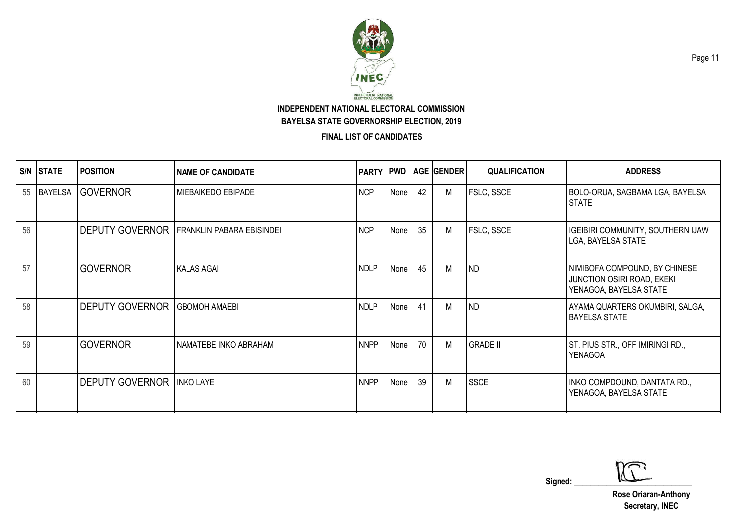**INDEPENDENT NATIONAL ELECTORAL COMMISSION**

**BAYELSA STATE GOVERNORSHIP ELECTION, 2019**

**FINAL LIST OF CANDIDATES**

| S/N | STATE | POSITION | NAME OF CANDIDATE | PARTY | PWD | AGE | GENDER | QUALIFICATION | ADDRESS |
|---|---|---|---|---|---|---|---|---|---|
| 55 | BAYELSA | GOVERNOR | MIEBAIKEDO EBIPADE | NCP | None | 42 | M | FSLC, SSCE | BOLO-ORUA, SAGBAMA LGA, BAYELSA STATE |
| 56 | | DEPUTY GOVERNOR | FRANKLIN PABARA EBISINDEI | NCP | None | 35 | M | FSLC, SSCE | IGEIBIRI COMMUNITY, SOUTHERN IJAW LGA, BAYELSA STATE |
| 57 | | GOVERNOR | KALAS AGAI | NDLP | None | 45 | M | ND | NIMIBOFA COMPOUND, BY CHINESE JUNCTION OSIRI ROAD, EKEKI YENAGOA, BAYELSA STATE |
| 58 | | DEPUTY GOVERNOR | GBOMOH AMAEBI | NDLP | None | 41 | M | ND | AYAMA QUARTERS OKUMBIRI, SALGA, BAYELSA STATE |
| 59 | | GOVERNOR | NAMATEBE INKO ABRAHAM | NNPP | None | 70 | M | GRADE II | ST. PIUS STR., OFF IMIRINGI RD., YENAGOA |
| 60 | | DEPUTY GOVERNOR | INKO LAYE | NNPP | None | 39 | M | SSCE | INKO COMPDOUND, DANTATA RD., YENAGOA, BAYELSA STATE |

Signed: ______________________________

**Rose Oriaran-Anthony**
**Secretary, INEC**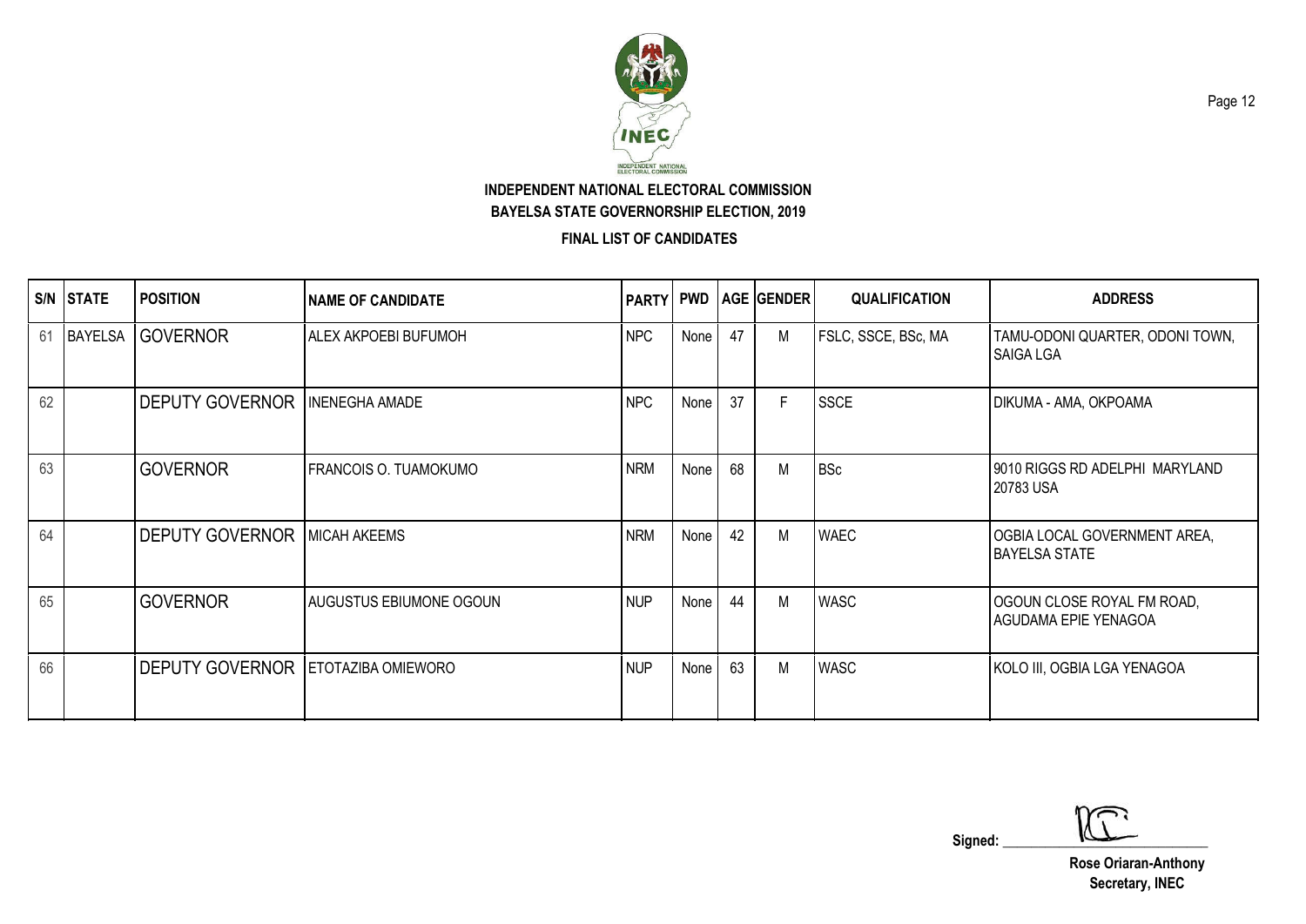**INDEPENDENT NATIONAL ELECTORAL COMMISSION**
**BAYELSA STATE GOVERNORSHIP ELECTION, 2019**
**FINAL LIST OF CANDIDATES**

| S/N | STATE | POSITION | NAME OF CANDIDATE | PARTY | PWD | AGE | GENDER | QUALIFICATION | ADDRESS |
|---|---|---|---|---|---|---|---|---|---|
| 61 | BAYELSA | GOVERNOR | ALEX AKPOEBI BUFUMOH | NPC | None | 47 | M | FSLC, SSCE, BSc, MA | TAMU-ODONI QUARTER, ODONI TOWN, SAIGA LGA |
| 62 | | DEPUTY GOVERNOR | INENEGHA AMADE | NPC | None | 37 | F | SSCE | DIKUMA - AMA, OKPOAMA |
| 63 | | GOVERNOR | FRANCOIS O. TUAMOKUMO | NRM | None | 68 | M | BSc | 9010 RIGGS RD ADELPHI MARYLAND 20783 USA |
| 64 | | DEPUTY GOVERNOR | MICAH AKEEMS | NRM | None | 42 | M | WAEC | OGBIA LOCAL GOVERNMENT AREA, BAYELSA STATE |
| 65 | | GOVERNOR | AUGUSTUS EBIUMONE OGOUN | NUP | None | 44 | M | WASC | OGOUN CLOSE ROYAL FM ROAD, AGUDAMA EPIE YENAGOA |
| 66 | | DEPUTY GOVERNOR | ETOTAZIBA OMIEWORO | NUP | None | 63 | M | WASC | KOLO III, OGBIA LGA YENAGOA |

Signed: ______________________

**Rose Oriaran-Anthony**
**Secretary, INEC**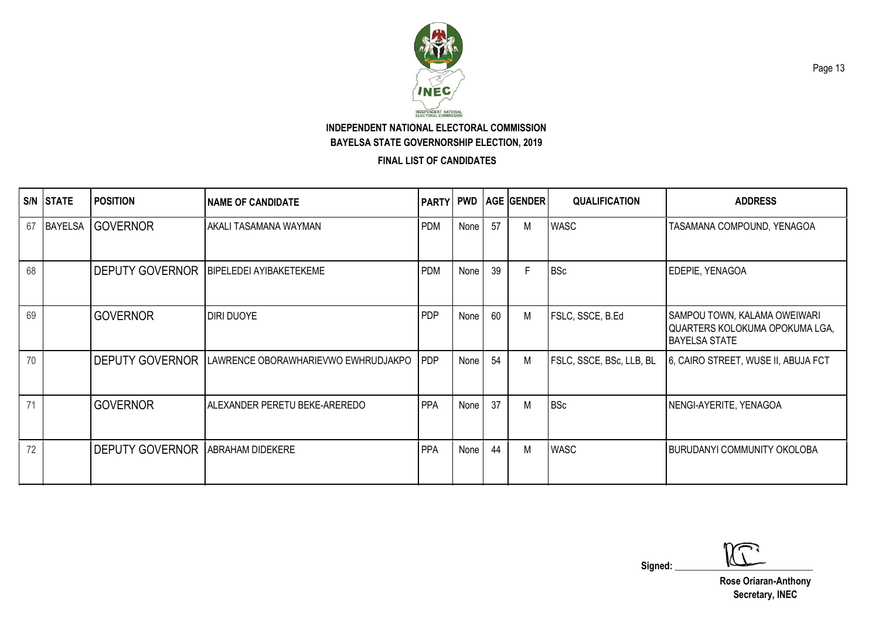**INDEPENDENT NATIONAL ELECTORAL COMMISSION**

**BAYELSA STATE GOVERNORSHIP ELECTION, 2019**

**FINAL LIST OF CANDIDATES**

| S/N | STATE | POSITION | NAME OF CANDIDATE | PARTY | PWD | AGE | GENDER | QUALIFICATION | ADDRESS |
|---|---|---|---|---|---|---|---|---|---|
| 67 | BAYELSA | GOVERNOR | AKALI TASAMANA WAYMAN | PDM | None | 57 | M | WASC | TASAMANA COMPOUND, YENAGOA |
| 68 | | DEPUTY GOVERNOR | BIPELEDEI AYIBAKETEKEME | PDM | None | 39 | F | BSc | EDEPIE, YENAGOA |
| 69 | | GOVERNOR | DIRI DUOYE | PDP | None | 60 | M | FSLC, SSCE, B.Ed | SAMPOU TOWN, KALAMA OWEIWARI QUARTERS KOLOKUMA OPOKUMA LGA, BAYELSA STATE |
| 70 | | DEPUTY GOVERNOR | LAWRENCE OBORAWHARIEVWO EWHRUDJAKPO | PDP | None | 54 | M | FSLC, SSCE, BSc, LLB, BL | 6, CAIRO STREET, WUSE II, ABUJA FCT |
| 71 | | GOVERNOR | ALEXANDER PERETU BEKE-AREREDO | PPA | None | 37 | M | BSc | NENGI-AYERITE, YENAGOA |
| 72 | | DEPUTY GOVERNOR | ABRAHAM DIDEKERE | PPA | None | 44 | M | WASC | BURUDANYI COMMUNITY OKOLOBA |

Signed: ______________________

**Rose Oriaran-Anthony**
**Secretary, INEC**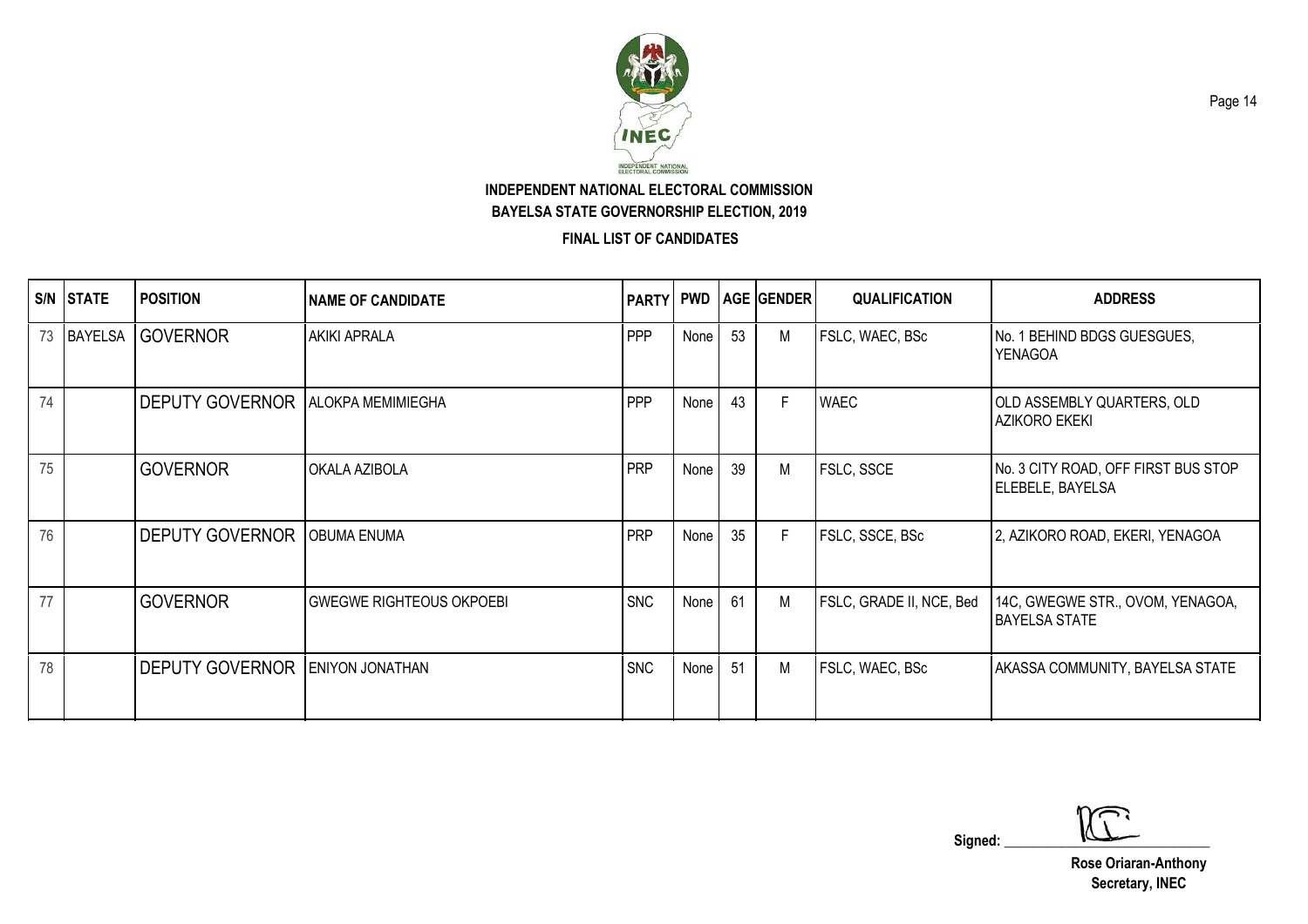# INDEPENDENT NATIONAL ELECTORAL COMMISSION

## BAYELSA STATE GOVERNORSHIP ELECTION, 2019

### FINAL LIST OF CANDIDATES

| S/N | STATE | POSITION | NAME OF CANDIDATE | PARTY | PWD | AGE | GENDER | QUALIFICATION | ADDRESS |
|---|---|---|---|---|---|---|---|---|---|
| 73 | BAYELSA | GOVERNOR | AKIKI APRALA | PPP | None | 53 | M | FSLC, WAEC, BSc | No. 1 BEHIND BDGS GUESGUES, YENAGOA |
| 74 | | DEPUTY GOVERNOR | ALOKPA MEMIMIEGHA | PPP | None | 43 | F | WAEC | OLD ASSEMBLY QUARTERS, OLD AZIKORO EKEKI |
| 75 | | GOVERNOR | OKALA AZIBOLA | PRP | None | 39 | M | FSLC, SSCE | No. 3 CITY ROAD, OFF FIRST BUS STOP ELEBELE, BAYELSA |
| 76 | | DEPUTY GOVERNOR | OBUMA ENUMA | PRP | None | 35 | F | FSLC, SSCE, BSc | 2, AZIKORO ROAD, EKERI, YENAGOA |
| 77 | | GOVERNOR | GWEGWE RIGHTEOUS OKPOEBI | SNC | None | 61 | M | FSLC, GRADE II, NCE, Bed | 14C, GWEGWE STR., OVOM, YENAGOA, BAYELSA STATE |
| 78 | | DEPUTY GOVERNOR | ENIYON JONATHAN | SNC | None | 51 | M | FSLC, WAEC, BSc | AKASSA COMMUNITY, BAYELSA STATE |

Signed: ______________________

**Rose Oriaran-Anthony**
**Secretary, INEC**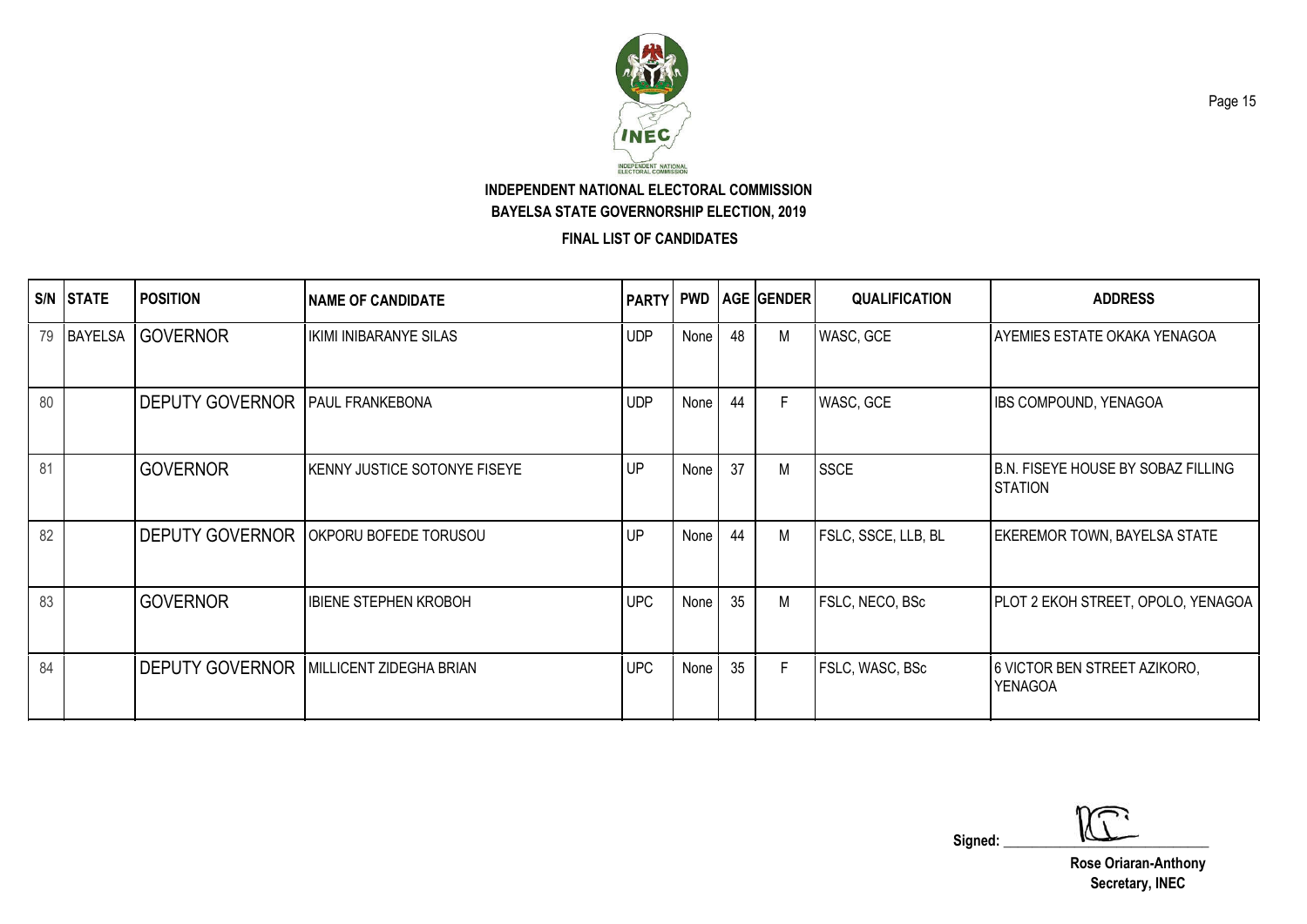INDEPENDENT NATIONAL ELECTORAL COMMISSION

BAYELSA STATE GOVERNORSHIP ELECTION, 2019

FINAL LIST OF CANDIDATES

| S/N | STATE | POSITION | NAME OF CANDIDATE | PARTY | PWD | AGE | GENDER | QUALIFICATION | ADDRESS |
|---|---|---|---|---|---|---|---|---|---|
| 79 | BAYELSA | GOVERNOR | IKIMI INIBARANYE SILAS | UDP | None | 48 | M | WASC, GCE | AYEMIES ESTATE OKAKA YENAGOA |
| 80 | | DEPUTY GOVERNOR | PAUL FRANKEBONA | UDP | None | 44 | F | WASC, GCE | IBS COMPOUND, YENAGOA |
| 81 | | GOVERNOR | KENNY JUSTICE SOTONYE FISEYE | UP | None | 37 | M | SSCE | B.N. FISEYE HOUSE BY SOBAZ FILLING STATION |
| 82 | | DEPUTY GOVERNOR | OKPORU BOFEDE TORUSOU | UP | None | 44 | M | FSLC, SSCE, LLB, BL | EKEREMOR TOWN, BAYELSA STATE |
| 83 | | GOVERNOR | IBIENE STEPHEN KROBOH | UPC | None | 35 | M | FSLC, NECO, BSc | PLOT 2 EKOH STREET, OPOLO, YENAGOA |
| 84 | | DEPUTY GOVERNOR | MILLICENT ZIDEGHA BRIAN | UPC | None | 35 | F | FSLC, WASC, BSc | 6 VICTOR BEN STREET AZIKORO, YENAGOA |

Signed: ______________________________

**Rose Oriaran-Anthony**
**Secretary, INEC**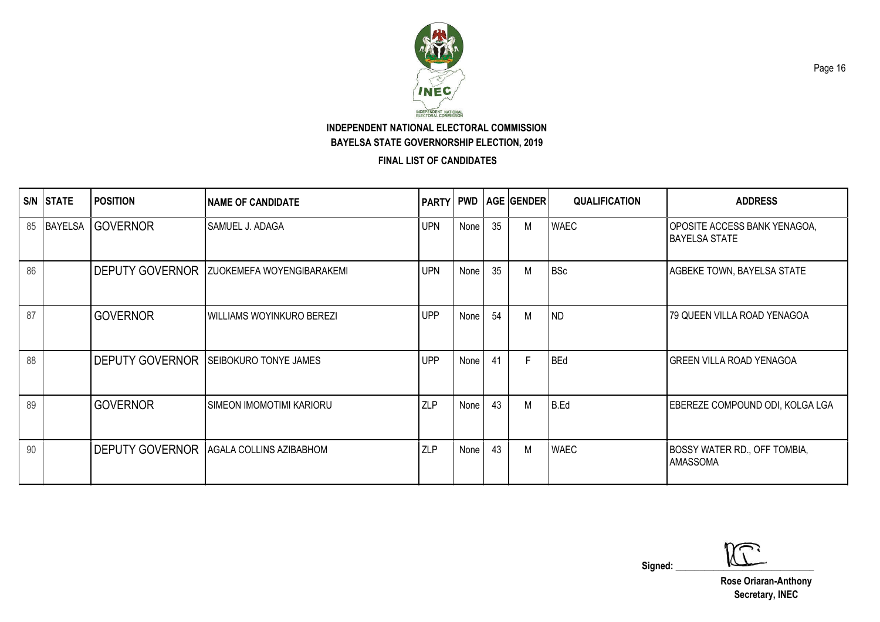INDEPENDENT NATIONAL ELECTORAL COMMISSION

BAYELSA STATE GOVERNORSHIP ELECTION, 2019

FINAL LIST OF CANDIDATES

| S/N | STATE | POSITION | NAME OF CANDIDATE | PARTY | PWD | AGE | GENDER | QUALIFICATION | ADDRESS |
|---|---|---|---|---|---|---|---|---|---|
| 85 | BAYELSA | GOVERNOR | SAMUEL J. ADAGA | UPN | None | 35 | M | WAEC | OPOSITE ACCESS BANK YENAGOA, BAYELSA STATE |
| 86 | | DEPUTY GOVERNOR | ZUOKEMEFA WOYENGIBARAKEMI | UPN | None | 35 | M | BSc | AGBEKE TOWN, BAYELSA STATE |
| 87 | | GOVERNOR | WILLIAMS WOYINKURO BEREZI | UPP | None | 54 | M | ND | 79 QUEEN VILLA ROAD YENAGOA |
| 88 | | DEPUTY GOVERNOR | SEIBOKURO TONYE JAMES | UPP | None | 41 | F | BEd | GREEN VILLA ROAD YENAGOA |
| 89 | | GOVERNOR | SIMEON IMOMOTIMI KARIORU | ZLP | None | 43 | M | B.Ed | EBEREZE COMPOUND ODI, KOLGA LGA |
| 90 | | DEPUTY GOVERNOR | AGALA COLLINS AZIBABHOM | ZLP | None | 43 | M | WAEC | BOSSY WATER RD., OFF TOMBIA, AMASSOMA |

Signed: \_\_\_\_\_\_\_\_\_\_\_\_\_\_\_\_\_\_\_\_\_\_\_\_\_\_\_\_\_\_

**Rose Oriaran-Anthony**
**Secretary, INEC**